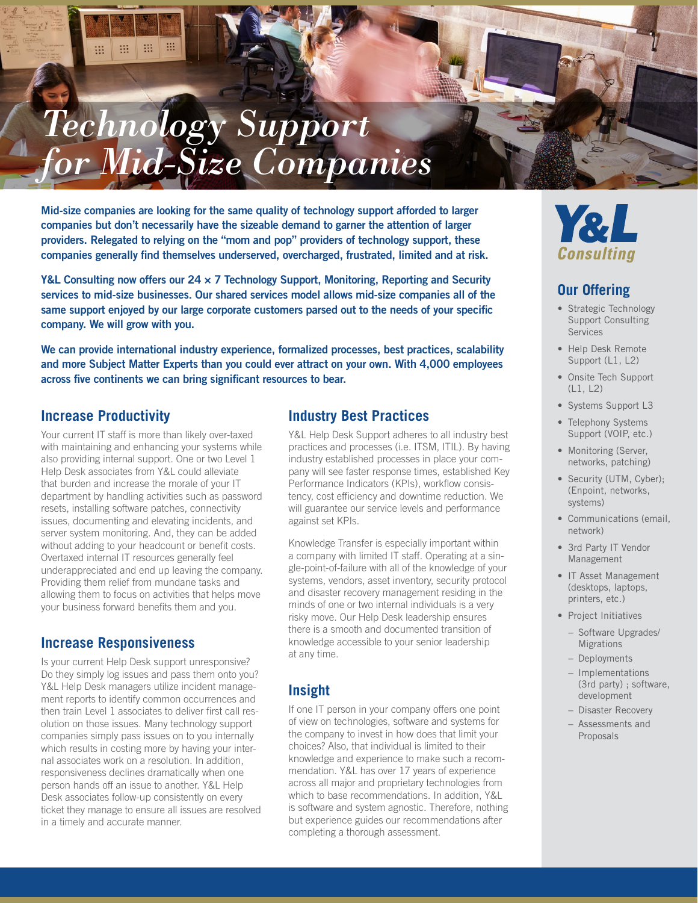# Technology Support for Mid-Size Companies

**Mid-size companies are looking for the same quality of technology support afforded to larger companies but don't necessarily have the sizeable demand to garner the attention of larger providers. Relegated to relying on the "mom and pop" providers of technology support, these companies generally find themselves underserved, overcharged, frustrated, limited and at risk.**

**Y&L Consulting now offers our 24 × 7 Technology Support, Monitoring, Reporting and Security services to mid-size businesses. Our shared services model allows mid-size companies all of the same support enjoyed by our large corporate customers parsed out to the needs of your specific company. We will grow with you.**

**We can provide international industry experience, formalized processes, best practices, scalability and more Subject Matter Experts than you could ever attract on your own. With 4,000 employees across five continents we can bring significant resources to bear.**

## Increase Productivity

Your current IT staff is more than likely over-taxed with maintaining and enhancing your systems while also providing internal support. One or two Level 1 Help Desk associates from Y&L could alleviate that burden and increase the morale of your IT department by handling activities such as password resets, installing software patches, connectivity issues, documenting and elevating incidents, and server system monitoring. And, they can be added without adding to your headcount or benefit costs. Overtaxed internal IT resources generally feel underappreciated and end up leaving the company. Providing them relief from mundane tasks and allowing them to focus on activities that helps move your business forward benefits them and you.

## Increase Responsiveness

Is your current Help Desk support unresponsive? Do they simply log issues and pass them onto you? Y&L Help Desk managers utilize incident management reports to identify common occurrences and then train Level 1 associates to deliver first call resolution on those issues. Many technology support companies simply pass issues on to you internally which results in costing more by having your internal associates work on a resolution. In addition, responsiveness declines dramatically when one person hands off an issue to another. Y&L Help Desk associates follow-up consistently on every ticket they manage to ensure all issues are resolved in a timely and accurate manner.

## Industry Best Practices

Y&L Help Desk Support adheres to all industry best practices and processes (i.e. ITSM, ITIL). By having industry established processes in place your company will see faster response times, established Key Performance Indicators (KPIs), workflow consistency, cost efficiency and downtime reduction. We will guarantee our service levels and performance against set KPIs.

Knowledge Transfer is especially important within a company with limited IT staff. Operating at a single-point-of-failure with all of the knowledge of your systems, vendors, asset inventory, security protocol and disaster recovery management residing in the minds of one or two internal individuals is a very risky move. Our Help Desk leadership ensures there is a smooth and documented transition of knowledge accessible to your senior leadership at any time.

## Insight

If one IT person in your company offers one point of view on technologies, software and systems for the company to invest in how does that limit your choices? Also, that individual is limited to their knowledge and experience to make such a recommendation. Y&L has over 17 years of experience across all major and proprietary technologies from which to base recommendations. In addition, Y&L is software and system agnostic. Therefore, nothing but experience guides our recommendations after completing a thorough assessment.

**Y&L Consulting**

## Our Offering

- Strategic Technology Support Consulting Services
- Help Desk Remote Support (L1, L2)
- Onsite Tech Support (L1, L2)
- Systems Support L3
- Telephony Systems Support (VOIP, etc.)
- Monitoring (Server, networks, patching)
- Security (UTM, Cyber); (Enpoint, networks, systems)
- Communications (email, network)
- 3rd Party IT Vendor Management
- IT Asset Management (desktops, laptops, printers, etc.)
- Project Initiatives
  - Software Upgrades/ Migrations
  - Deployments
  - Implementations (3rd party) ; software, development
  - Disaster Recovery
  - Assessments and Proposals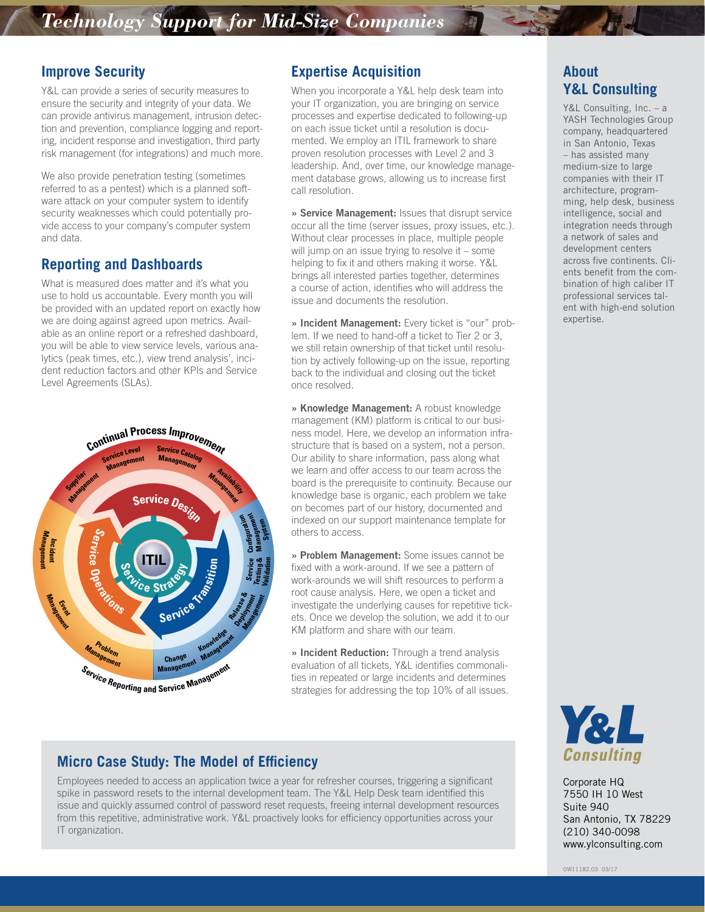# Technology Support for Mid-Size Companies

## Improve Security

Y&L can provide a series of security measures to ensure the security and integrity of your data. We can provide antivirus management, intrusion detection and prevention, compliance logging and reporting, incident response and investigation, third party risk management (for integrations) and much more.

We also provide penetration testing (sometimes referred to as a pentest) which is a planned software attack on your computer system to identify security weaknesses which could potentially provide access to your company's computer system and data.

## Reporting and Dashboards

What is measured does matter and it's what you use to hold us accountable. Every month you will be provided with an updated report on exactly how we are doing against agreed upon metrics. Available as an online report or a refreshed dashboard, you will be able to view service levels, various analytics (peak times, etc.), view trend analysis', incident reduction factors and other KPIs and Service Level Agreements (SLAs).

Continual Process Improvement
Service Level Management
Service Catalog Management
Availability Management
Supplier Management
Service Design
Configuration Management System
Service Testing & Validation
Incident Management
Service Operations
ITIL
Service Strategy
Service Transition
Release & Deployment Management
Event Management
Problem Management
Change Management
Knowledge Management
Service Reporting and Service Management

## Expertise Acquisition

When you incorporate a Y&L help desk team into your IT organization, you are bringing on service processes and expertise dedicated to following-up on each issue ticket until a resolution is documented. We employ an ITIL framework to share proven resolution processes with Level 2 and 3 leadership. And, over time, our knowledge management database grows, allowing us to increase first call resolution.

» **Service Management:** Issues that disrupt service occur all the time (server issues, proxy issues, etc.). Without clear processes in place, multiple people will jump on an issue trying to resolve it – some helping to fix it and others making it worse. Y&L brings all interested parties together, determines a course of action, identifies who will address the issue and documents the resolution.

» **Incident Management:** Every ticket is "our" problem. If we need to hand-off a ticket to Tier 2 or 3, we still retain ownership of that ticket until resolution by actively following-up on the issue, reporting back to the individual and closing out the ticket once resolved.

» **Knowledge Management:** A robust knowledge management (KM) platform is critical to our business model. Here, we develop an information infrastructure that is based on a system, not a person. Our ability to share information, pass along what we learn and offer access to our team across the board is the prerequisite to continuity. Because our knowledge base is organic, each problem we take on becomes part of our history, documented and indexed on our support maintenance template for others to access.

» **Problem Management:** Some issues cannot be fixed with a work-around. If we see a pattern of work-arounds we will shift resources to perform a root cause analysis. Here, we open a ticket and investigate the underlying causes for repetitive tickets. Once we develop the solution, we add it to our KM platform and share with our team.

» **Incident Reduction:** Through a trend analysis evaluation of all tickets, Y&L identifies commonalities in repeated or large incidents and determines strategies for addressing the top 10% of all issues.

## About Y&L Consulting

Y&L Consulting, Inc. – a YASH Technologies Group company, headquartered in San Antonio, Texas – has assisted many medium-size to large companies with their IT architecture, programming, help desk, business intelligence, social and integration needs through a network of sales and development centers across five continents. Clients benefit from the combination of high caliber IT professional services talent with high-end solution expertise.

## Micro Case Study: The Model of Efficiency

Employees needed to access an application twice a year for refresher courses, triggering a significant spike in password resets to the internal development team. The Y&L Help Desk team identified this issue and quickly assumed control of password reset requests, freeing internal development resources from this repetitive, administrative work. Y&L proactively looks for efficiency opportunities across your IT organization.

Y&L Consulting

Corporate HQ
7550 IH 10 West
Suite 940
San Antonio, TX 78229
(210) 340-0098
www.ylconsulting.com

0W11182.03 03/17